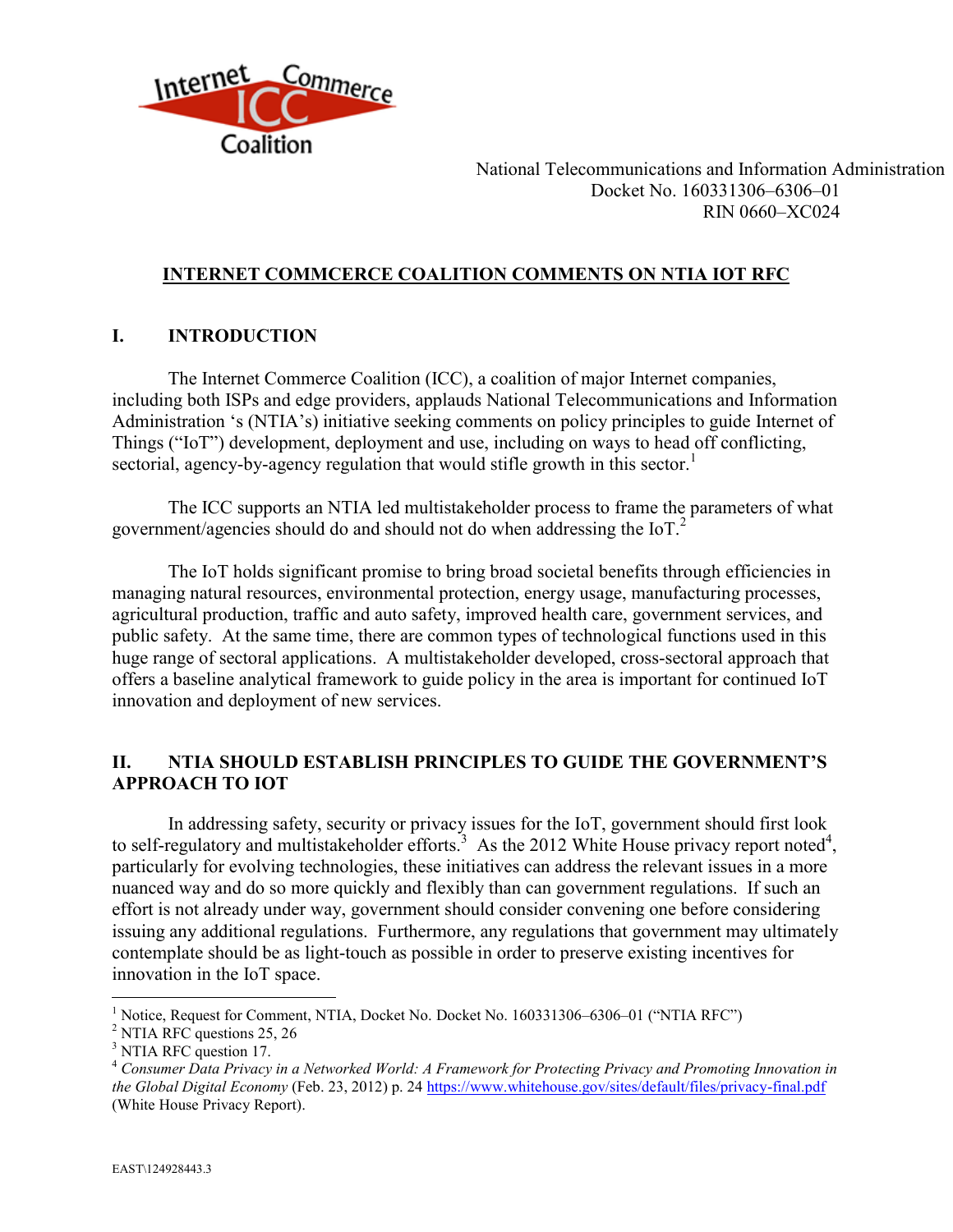Internet Commerce ICC Coalition

National Telecommunications and Information Administration
Docket No. 160331306–6306–01
RIN 0660–XC024

**INTERNET COMMCERCE COALITION COMMENTS ON NTIA IOT RFC**

## I. INTRODUCTION

The Internet Commerce Coalition (ICC), a coalition of major Internet companies, including both ISPs and edge providers, applauds National Telecommunications and Information Administration 's (NTIA's) initiative seeking comments on policy principles to guide Internet of Things ("IoT") development, deployment and use, including on ways to head off conflicting, sectorial, agency-by-agency regulation that would stifle growth in this sector.[1]

The ICC supports an NTIA led multistakeholder process to frame the parameters of what government/agencies should do and should not do when addressing the IoT.[2]

The IoT holds significant promise to bring broad societal benefits through efficiencies in managing natural resources, environmental protection, energy usage, manufacturing processes, agricultural production, traffic and auto safety, improved health care, government services, and public safety. At the same time, there are common types of technological functions used in this huge range of sectoral applications. A multistakeholder developed, cross-sectoral approach that offers a baseline analytical framework to guide policy in the area is important for continued IoT innovation and deployment of new services.

## II. NTIA SHOULD ESTABLISH PRINCIPLES TO GUIDE THE GOVERNMENT'S APPROACH TO IOT

In addressing safety, security or privacy issues for the IoT, government should first look to self-regulatory and multistakeholder efforts.[3] As the 2012 White House privacy report noted[4], particularly for evolving technologies, these initiatives can address the relevant issues in a more nuanced way and do so more quickly and flexibly than can government regulations. If such an effort is not already under way, government should consider convening one before considering issuing any additional regulations. Furthermore, any regulations that government may ultimately contemplate should be as light-touch as possible in order to preserve existing incentives for innovation in the IoT space.

---

[1] Notice, Request for Comment, NTIA, Docket No. Docket No. 160331306–6306–01 ("NTIA RFC")

[2] NTIA RFC questions 25, 26

[3] NTIA RFC question 17.

[4] *Consumer Data Privacy in a Networked World: A Framework for Protecting Privacy and Promoting Innovation in the Global Digital Economy* (Feb. 23, 2012) p. 24 https://www.whitehouse.gov/sites/default/files/privacy-final.pdf (White House Privacy Report).

EAST\124928443.3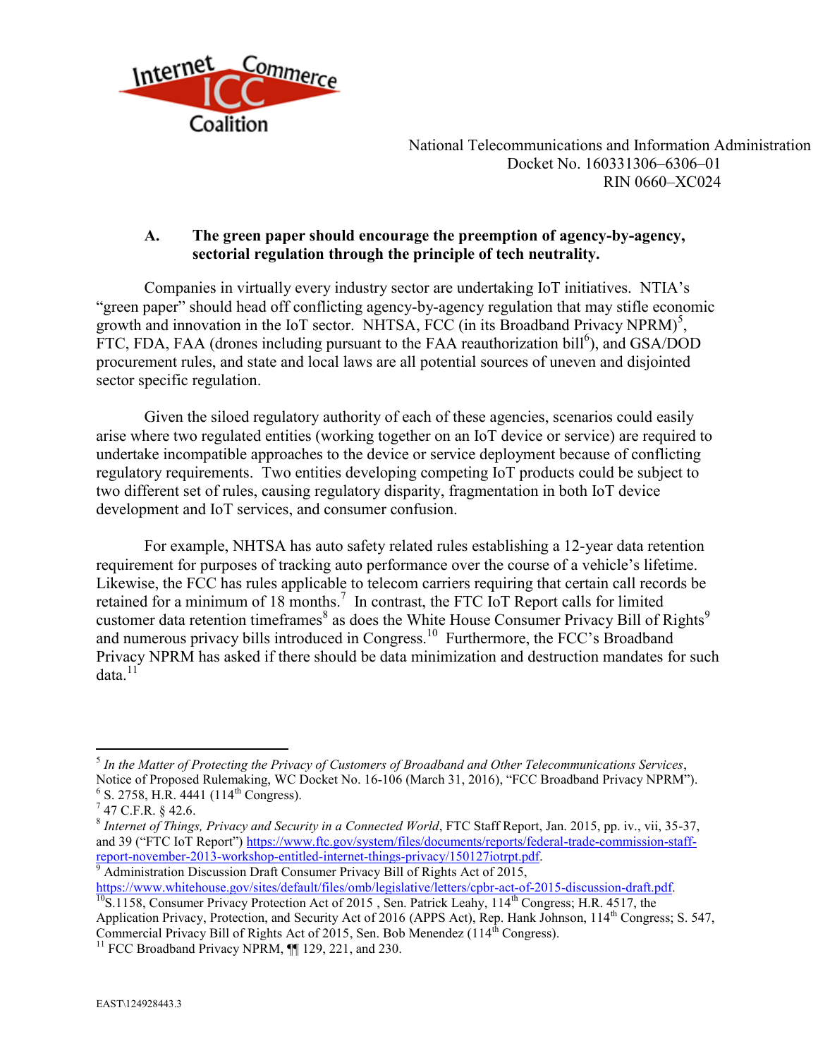National Telecommunications and Information Administration
Docket No. 160331306–6306–01
RIN 0660–XC024

### A. The green paper should encourage the preemption of agency-by-agency, sectorial regulation through the principle of tech neutrality.

Companies in virtually every industry sector are undertaking IoT initiatives. NTIA's "green paper" should head off conflicting agency-by-agency regulation that may stifle economic growth and innovation in the IoT sector. NHTSA, FCC (in its Broadband Privacy NPRM)[5], FTC, FDA, FAA (drones including pursuant to the FAA reauthorization bill[6]), and GSA/DOD procurement rules, and state and local laws are all potential sources of uneven and disjointed sector specific regulation.

Given the siloed regulatory authority of each of these agencies, scenarios could easily arise where two regulated entities (working together on an IoT device or service) are required to undertake incompatible approaches to the device or service deployment because of conflicting regulatory requirements. Two entities developing competing IoT products could be subject to two different set of rules, causing regulatory disparity, fragmentation in both IoT device development and IoT services, and consumer confusion.

For example, NHTSA has auto safety related rules establishing a 12-year data retention requirement for purposes of tracking auto performance over the course of a vehicle's lifetime. Likewise, the FCC has rules applicable to telecom carriers requiring that certain call records be retained for a minimum of 18 months.[7] In contrast, the FTC IoT Report calls for limited customer data retention timeframes[8] as does the White House Consumer Privacy Bill of Rights[9] and numerous privacy bills introduced in Congress.[10] Furthermore, the FCC's Broadband Privacy NPRM has asked if there should be data minimization and destruction mandates for such data.[11]

---

[5] *In the Matter of Protecting the Privacy of Customers of Broadband and Other Telecommunications Services*, Notice of Proposed Rulemaking, WC Docket No. 16-106 (March 31, 2016), "FCC Broadband Privacy NPRM").

[6] S. 2758, H.R. 4441 (114th Congress).

[7] 47 C.F.R. § 42.6.

[8] *Internet of Things, Privacy and Security in a Connected World*, FTC Staff Report, Jan. 2015, pp. iv., vii, 35-37, and 39 ("FTC IoT Report") https://www.ftc.gov/system/files/documents/reports/federal-trade-commission-staff-report-november-2013-workshop-entitled-internet-things-privacy/150127iotrpt.pdf.

[9] Administration Discussion Draft Consumer Privacy Bill of Rights Act of 2015, https://www.whitehouse.gov/sites/default/files/omb/legislative/letters/cpbr-act-of-2015-discussion-draft.pdf.

[10] S.1158, Consumer Privacy Protection Act of 2015 , Sen. Patrick Leahy, 114th Congress; H.R. 4517, the Application Privacy, Protection, and Security Act of 2016 (APPS Act), Rep. Hank Johnson, 114th Congress; S. 547, Commercial Privacy Bill of Rights Act of 2015, Sen. Bob Menendez (114th Congress).

[11] FCC Broadband Privacy NPRM, ¶¶ 129, 221, and 230.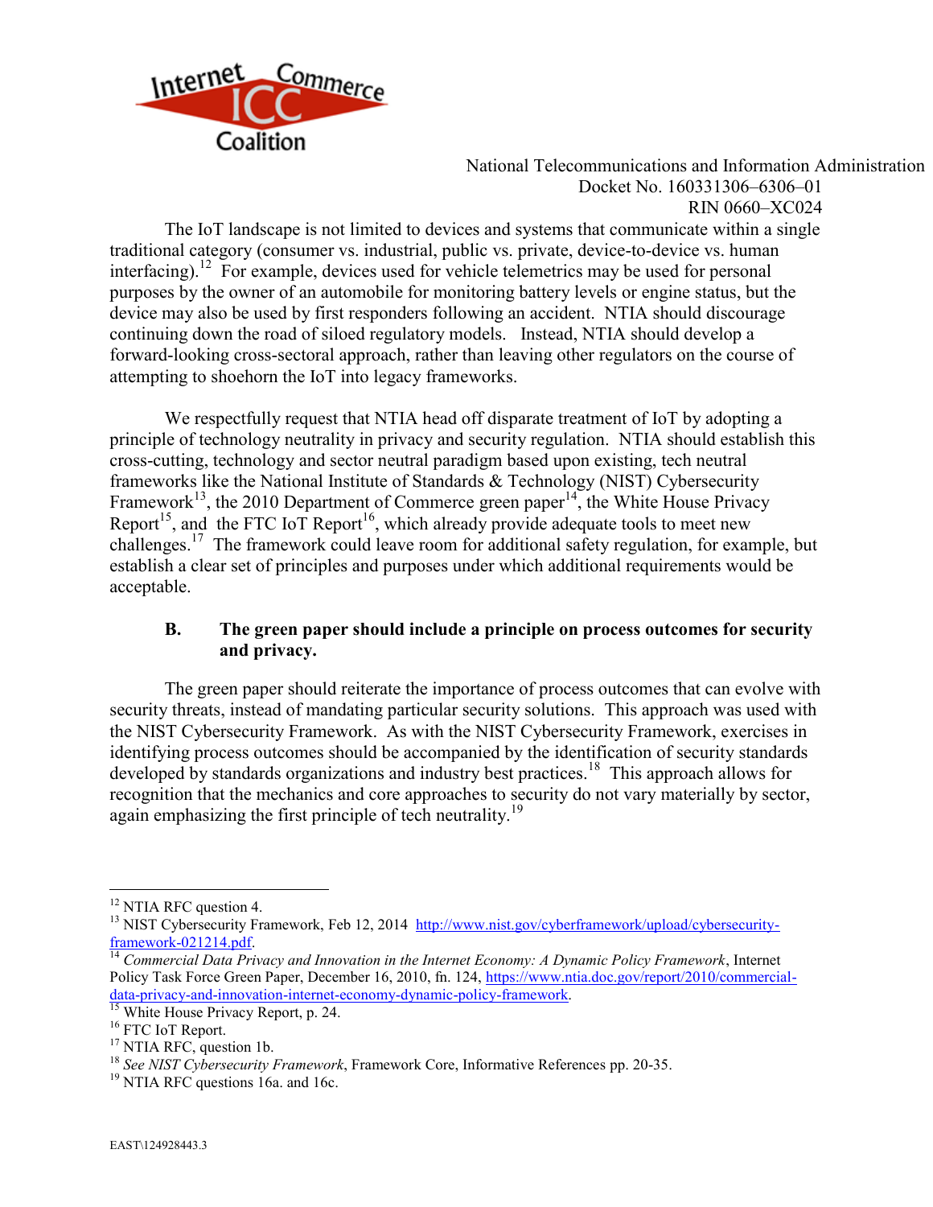The IoT landscape is not limited to devices and systems that communicate within a single traditional category (consumer vs. industrial, public vs. private, device-to-device vs. human interfacing).[12] For example, devices used for vehicle telemetrics may be used for personal purposes by the owner of an automobile for monitoring battery levels or engine status, but the device may also be used by first responders following an accident. NTIA should discourage continuing down the road of siloed regulatory models. Instead, NTIA should develop a forward-looking cross-sectoral approach, rather than leaving other regulators on the course of attempting to shoehorn the IoT into legacy frameworks.

We respectfully request that NTIA head off disparate treatment of IoT by adopting a principle of technology neutrality in privacy and security regulation. NTIA should establish this cross-cutting, technology and sector neutral paradigm based upon existing, tech neutral frameworks like the National Institute of Standards & Technology (NIST) Cybersecurity Framework[13], the 2010 Department of Commerce green paper[14], the White House Privacy Report[15], and the FTC IoT Report[16], which already provide adequate tools to meet new challenges.[17] The framework could leave room for additional safety regulation, for example, but establish a clear set of principles and purposes under which additional requirements would be acceptable.

### B. The green paper should include a principle on process outcomes for security and privacy.

The green paper should reiterate the importance of process outcomes that can evolve with security threats, instead of mandating particular security solutions. This approach was used with the NIST Cybersecurity Framework. As with the NIST Cybersecurity Framework, exercises in identifying process outcomes should be accompanied by the identification of security standards developed by standards organizations and industry best practices.[18] This approach allows for recognition that the mechanics and core approaches to security do not vary materially by sector, again emphasizing the first principle of tech neutrality.[19]

---

[12] NTIA RFC question 4.

[13] NIST Cybersecurity Framework, Feb 12, 2014 http://www.nist.gov/cyberframework/upload/cybersecurity-framework-021214.pdf.

[14] *Commercial Data Privacy and Innovation in the Internet Economy: A Dynamic Policy Framework*, Internet Policy Task Force Green Paper, December 16, 2010, fn. 124, https://www.ntia.doc.gov/report/2010/commercial-data-privacy-and-innovation-internet-economy-dynamic-policy-framework.

[15] White House Privacy Report, p. 24.

[16] FTC IoT Report.

[17] NTIA RFC, question 1b.

[18] *See NIST Cybersecurity Framework*, Framework Core, Informative References pp. 20-35.

[19] NTIA RFC questions 16a. and 16c.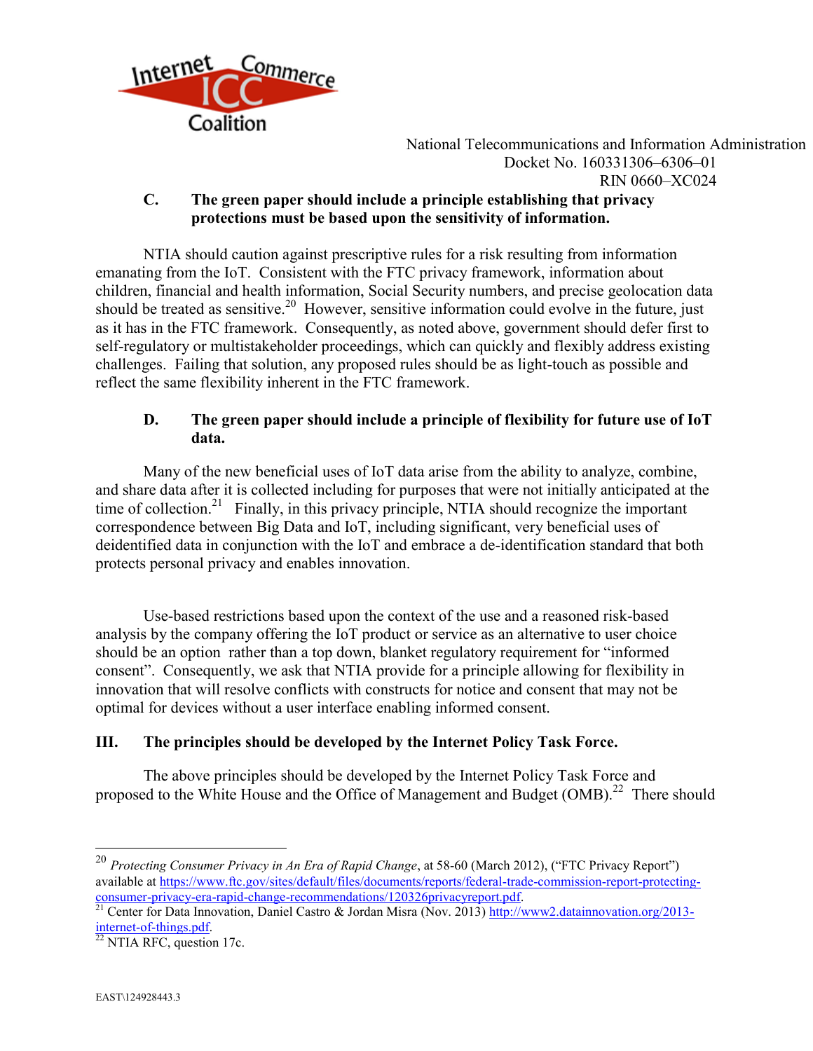National Telecommunications and Information Administration
Docket No. 160331306–6306–01
RIN 0660–XC024

### C. The green paper should include a principle establishing that privacy protections must be based upon the sensitivity of information.

NTIA should caution against prescriptive rules for a risk resulting from information emanating from the IoT. Consistent with the FTC privacy framework, information about children, financial and health information, Social Security numbers, and precise geolocation data should be treated as sensitive.[20] However, sensitive information could evolve in the future, just as it has in the FTC framework. Consequently, as noted above, government should defer first to self-regulatory or multistakeholder proceedings, which can quickly and flexibly address existing challenges. Failing that solution, any proposed rules should be as light-touch as possible and reflect the same flexibility inherent in the FTC framework.

### D. The green paper should include a principle of flexibility for future use of IoT data.

Many of the new beneficial uses of IoT data arise from the ability to analyze, combine, and share data after it is collected including for purposes that were not initially anticipated at the time of collection.[21] Finally, in this privacy principle, NTIA should recognize the important correspondence between Big Data and IoT, including significant, very beneficial uses of deidentified data in conjunction with the IoT and embrace a de-identification standard that both protects personal privacy and enables innovation.

Use-based restrictions based upon the context of the use and a reasoned risk-based analysis by the company offering the IoT product or service as an alternative to user choice should be an option rather than a top down, blanket regulatory requirement for "informed consent". Consequently, we ask that NTIA provide for a principle allowing for flexibility in innovation that will resolve conflicts with constructs for notice and consent that may not be optimal for devices without a user interface enabling informed consent.

## III. The principles should be developed by the Internet Policy Task Force.

The above principles should be developed by the Internet Policy Task Force and proposed to the White House and the Office of Management and Budget (OMB).[22] There should

---

[20] *Protecting Consumer Privacy in An Era of Rapid Change*, at 58-60 (March 2012), ("FTC Privacy Report") available at https://www.ftc.gov/sites/default/files/documents/reports/federal-trade-commission-report-protecting-consumer-privacy-era-rapid-change-recommendations/120326privacyreport.pdf.

[21] Center for Data Innovation, Daniel Castro & Jordan Misra (Nov. 2013) http://www2.datainnovation.org/2013-internet-of-things.pdf.

[22] NTIA RFC, question 17c.

EAST\124928443.3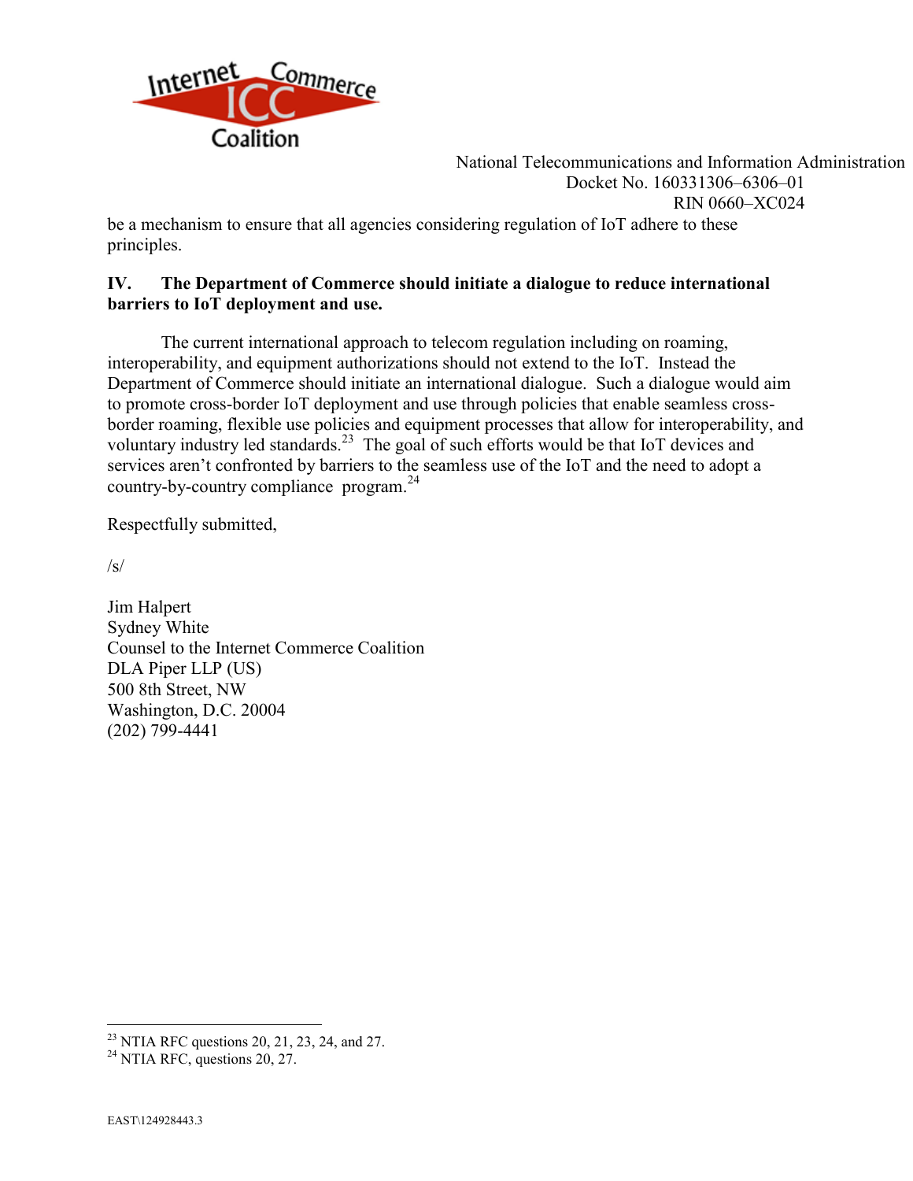be a mechanism to ensure that all agencies considering regulation of IoT adhere to these principles.

## IV. The Department of Commerce should initiate a dialogue to reduce international barriers to IoT deployment and use.

The current international approach to telecom regulation including on roaming, interoperability, and equipment authorizations should not extend to the IoT. Instead the Department of Commerce should initiate an international dialogue. Such a dialogue would aim to promote cross-border IoT deployment and use through policies that enable seamless cross-border roaming, flexible use policies and equipment processes that allow for interoperability, and voluntary industry led standards.[23] The goal of such efforts would be that IoT devices and services aren't confronted by barriers to the seamless use of the IoT and the need to adopt a country-by-country compliance program.[24]

Respectfully submitted,

/s/

Jim Halpert
Sydney White
Counsel to the Internet Commerce Coalition
DLA Piper LLP (US)
500 8th Street, NW
Washington, D.C. 20004
(202) 799-4441

---

[23] NTIA RFC questions 20, 21, 23, 24, and 27.
[24] NTIA RFC, questions 20, 27.